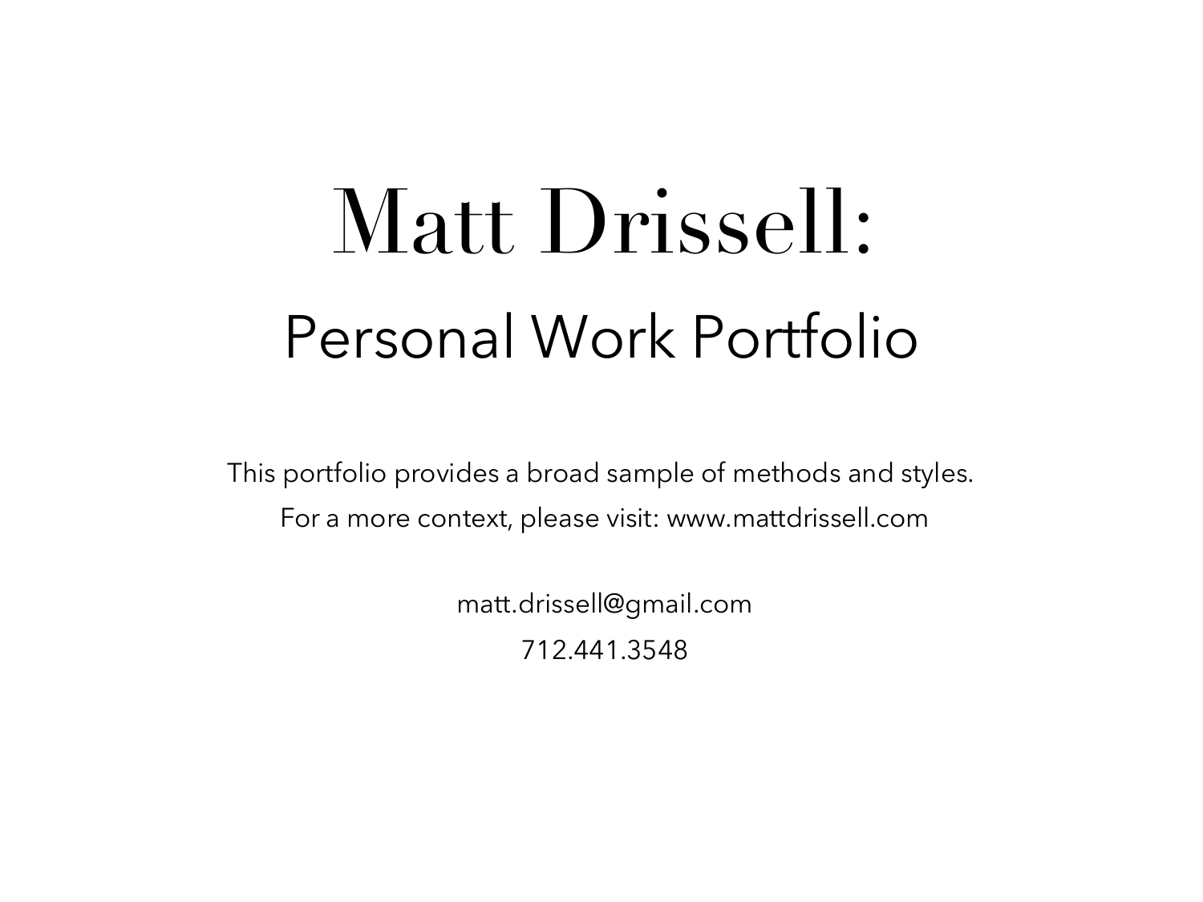# Matt Drissell:

## Personal Work Portfolio

This portfolio provides a broad sample of methods and styles.

For a more context, please visit: www.mattdrissell.com

matt.drissell@gmail.com

712.441.3548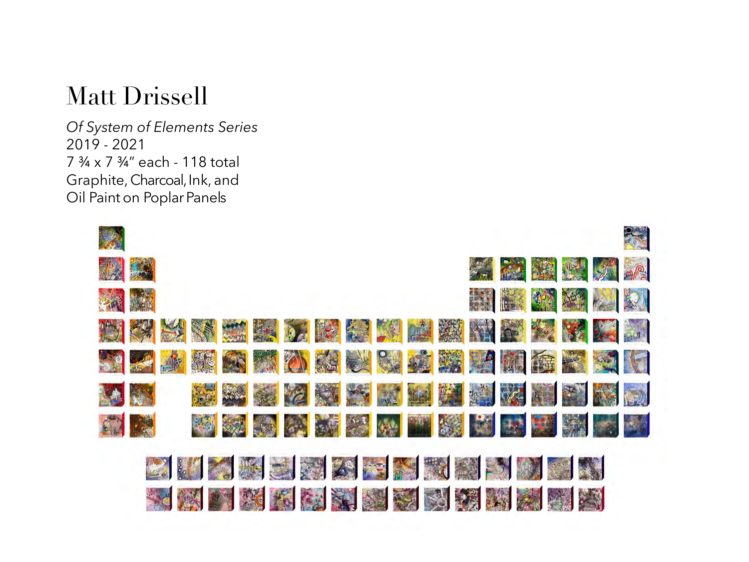# Matt Drissell

*Of System of Elements Series*
2019 - 2021
7 ¾ x 7 ¾" each - 118 total
Graphite, Charcoal, Ink, and
Oil Paint on Poplar Panels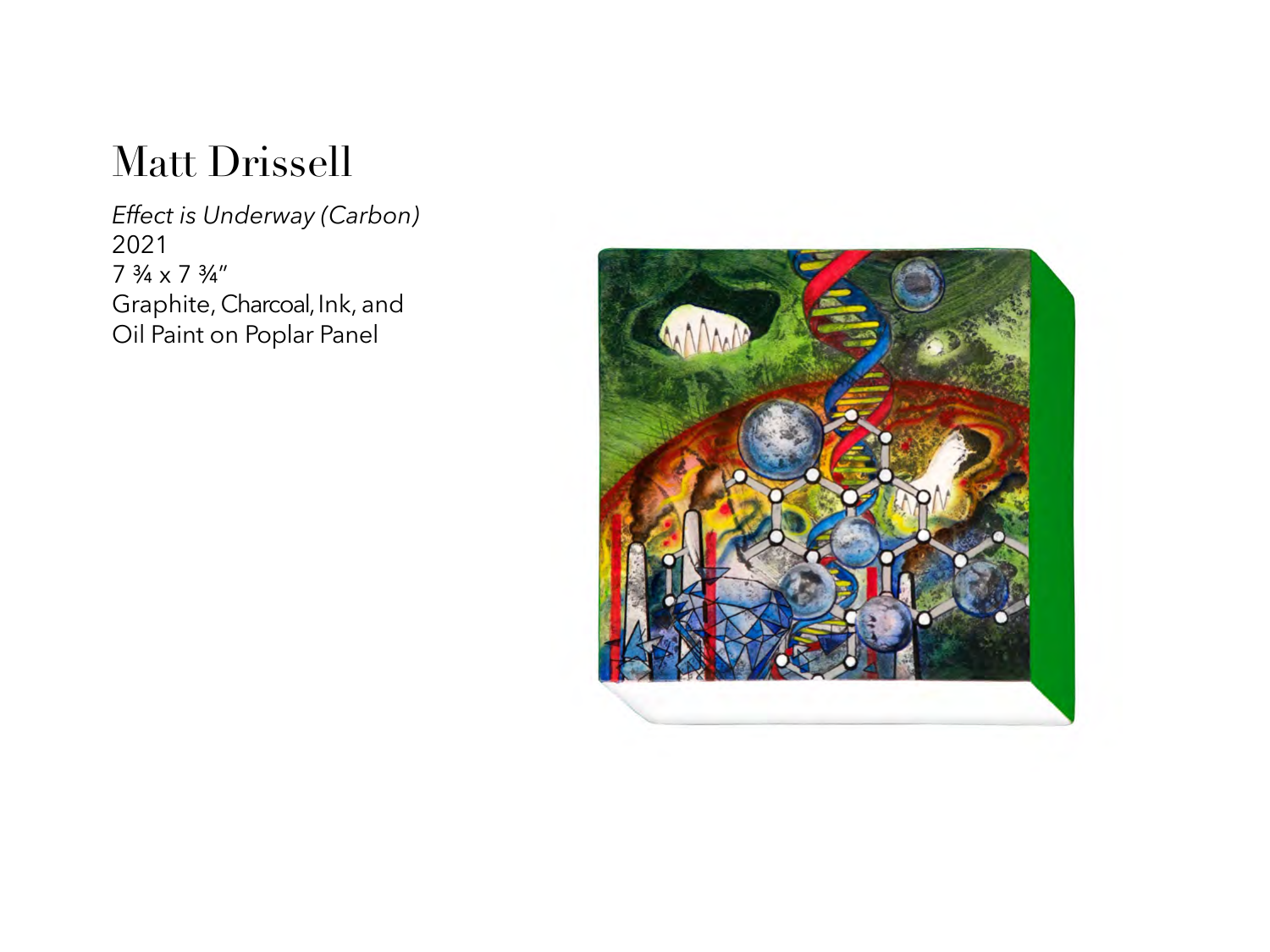# Matt Drissell

*Effect is Underway (Carbon)*
2021
7 ¾ x 7 ¾"
Graphite, Charcoal, Ink, and
Oil Paint on Poplar Panel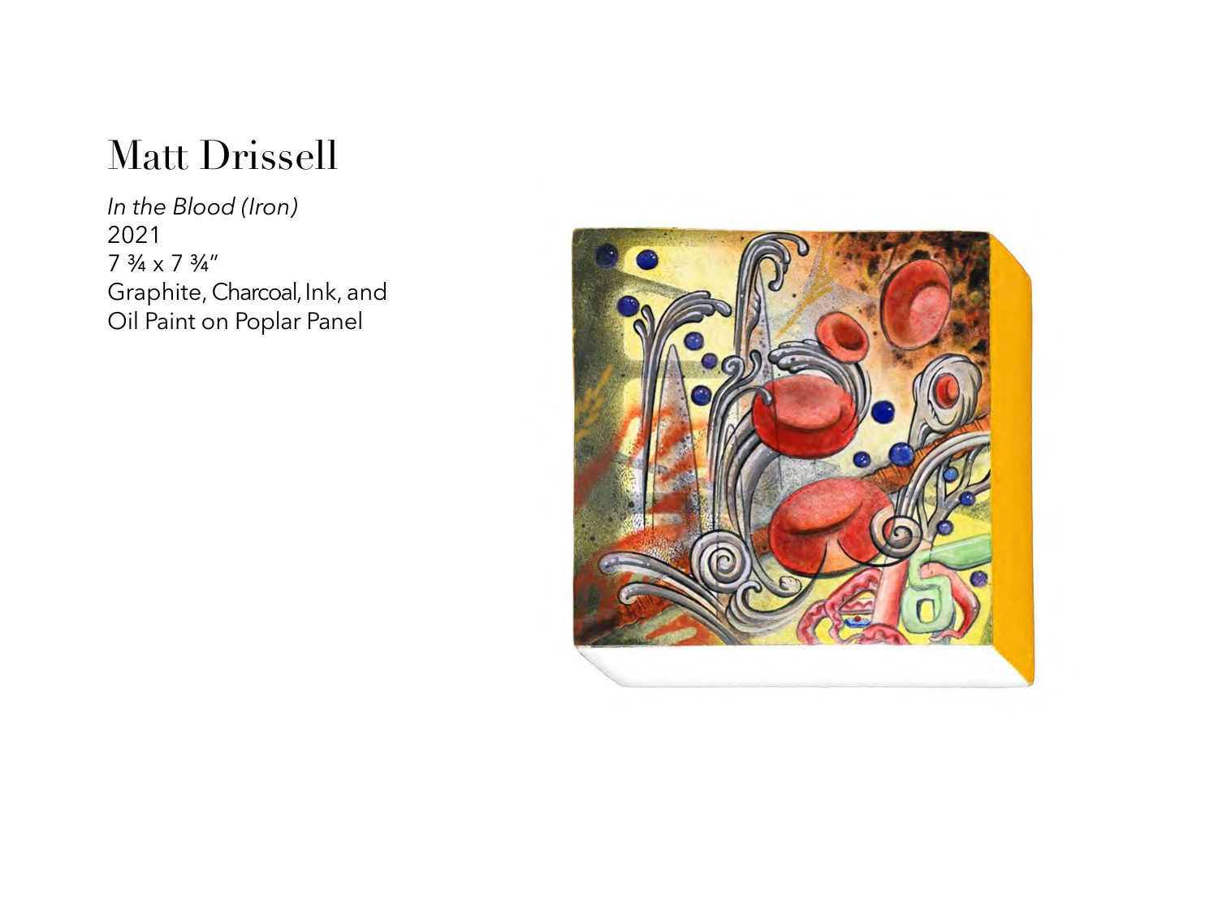# Matt Drissell

*In the Blood (Iron)*
2021
7 ¾ x 7 ¾"
Graphite, Charcoal, Ink, and
Oil Paint on Poplar Panel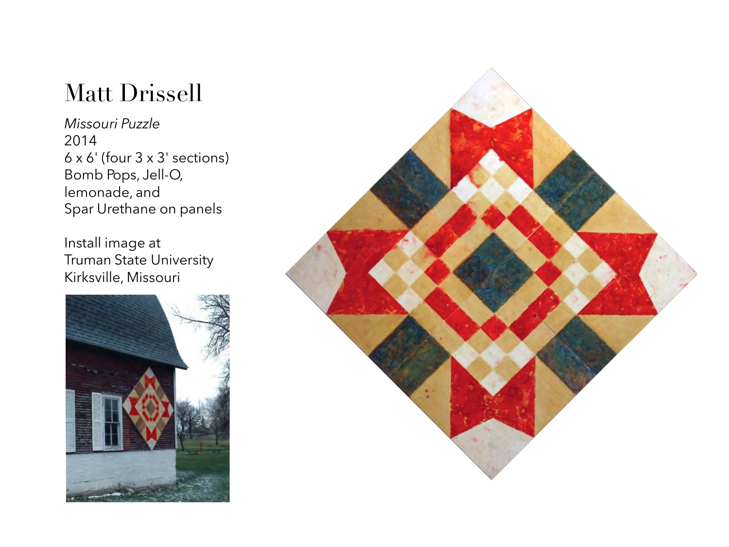# Matt Drissell

*Missouri Puzzle*
2014
6 x 6' (four 3 x 3' sections)
Bomb Pops, Jell-O,
lemonade, and
Spar Urethane on panels

Install image at
Truman State University
Kirksville, Missouri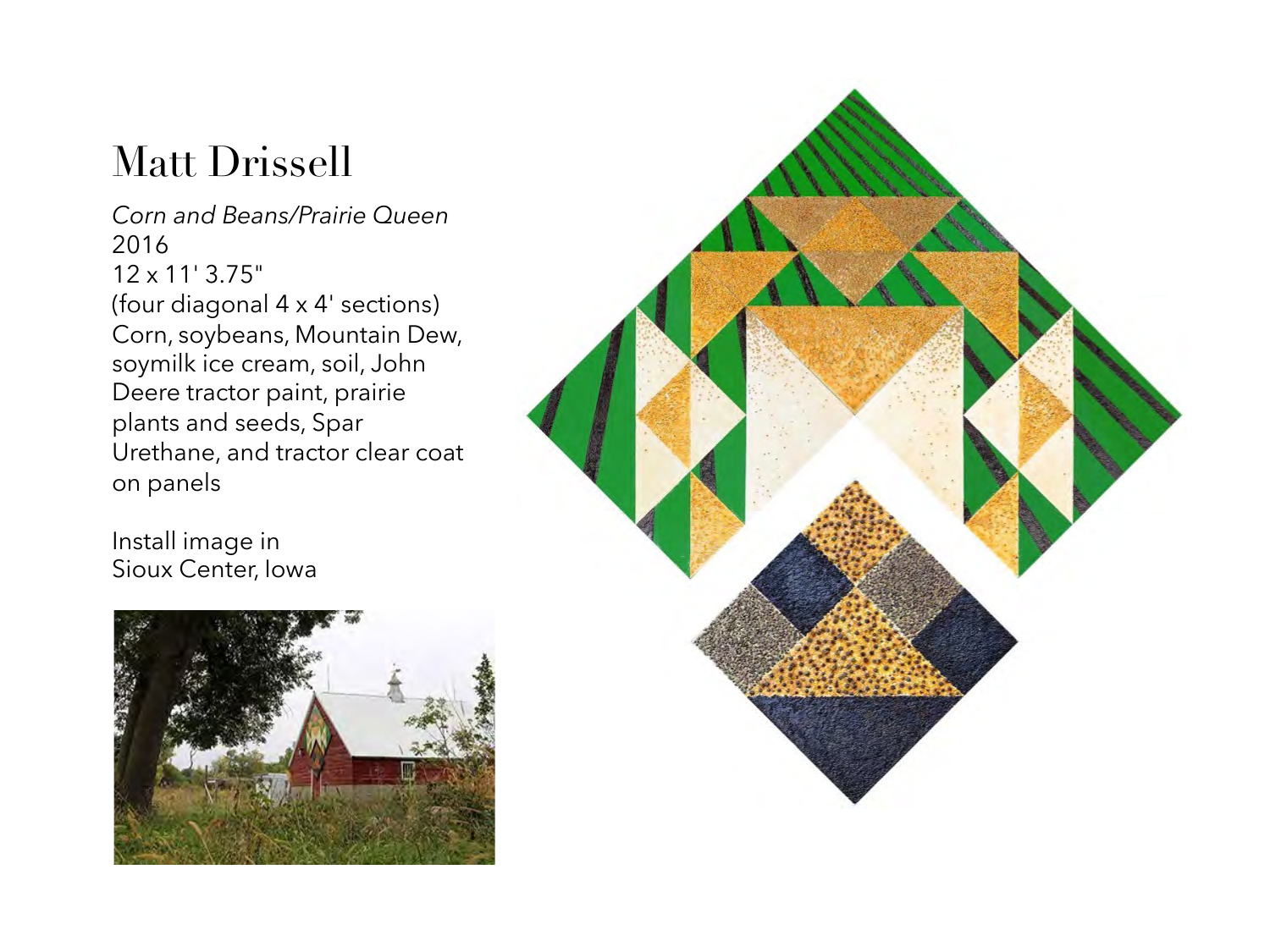# Matt Drissell

*Corn and Beans/Prairie Queen*
2016
12 x 11' 3.75"
(four diagonal 4 x 4' sections)
Corn, soybeans, Mountain Dew, soymilk ice cream, soil, John Deere tractor paint, prairie plants and seeds, Spar Urethane, and tractor clear coat on panels

Install image in Sioux Center, Iowa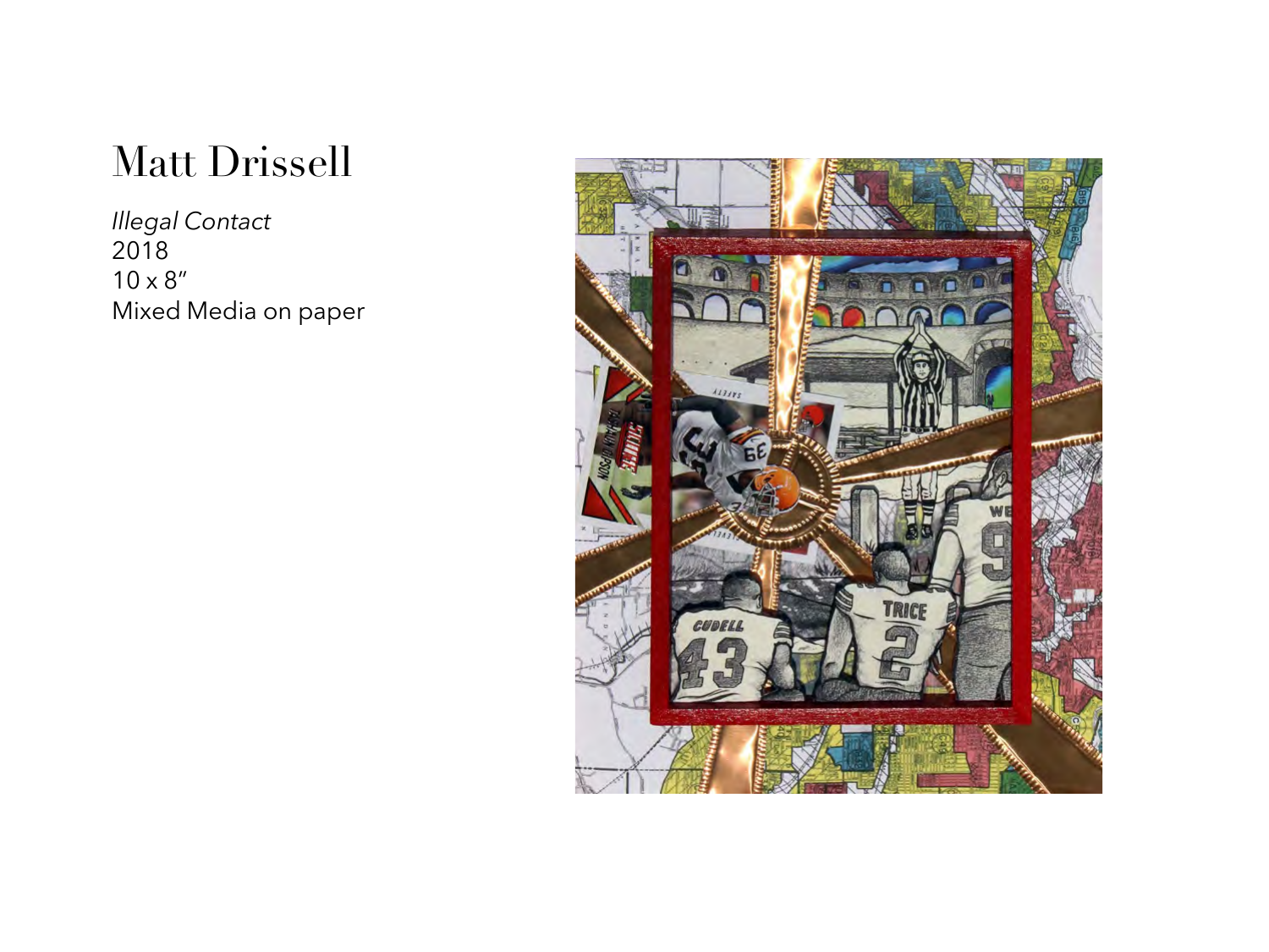# Matt Drissell

*Illegal Contact*
2018
10 x 8″
Mixed Media on paper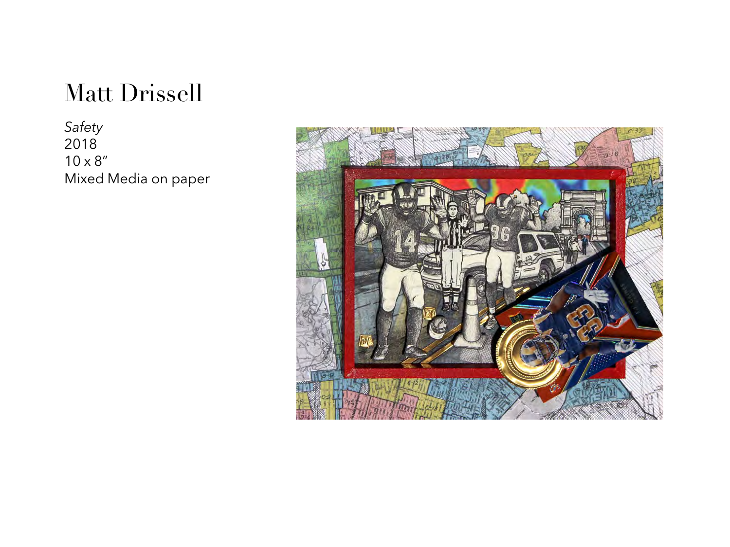# Matt Drissell

*Safety*
2018
10 x 8″
Mixed Media on paper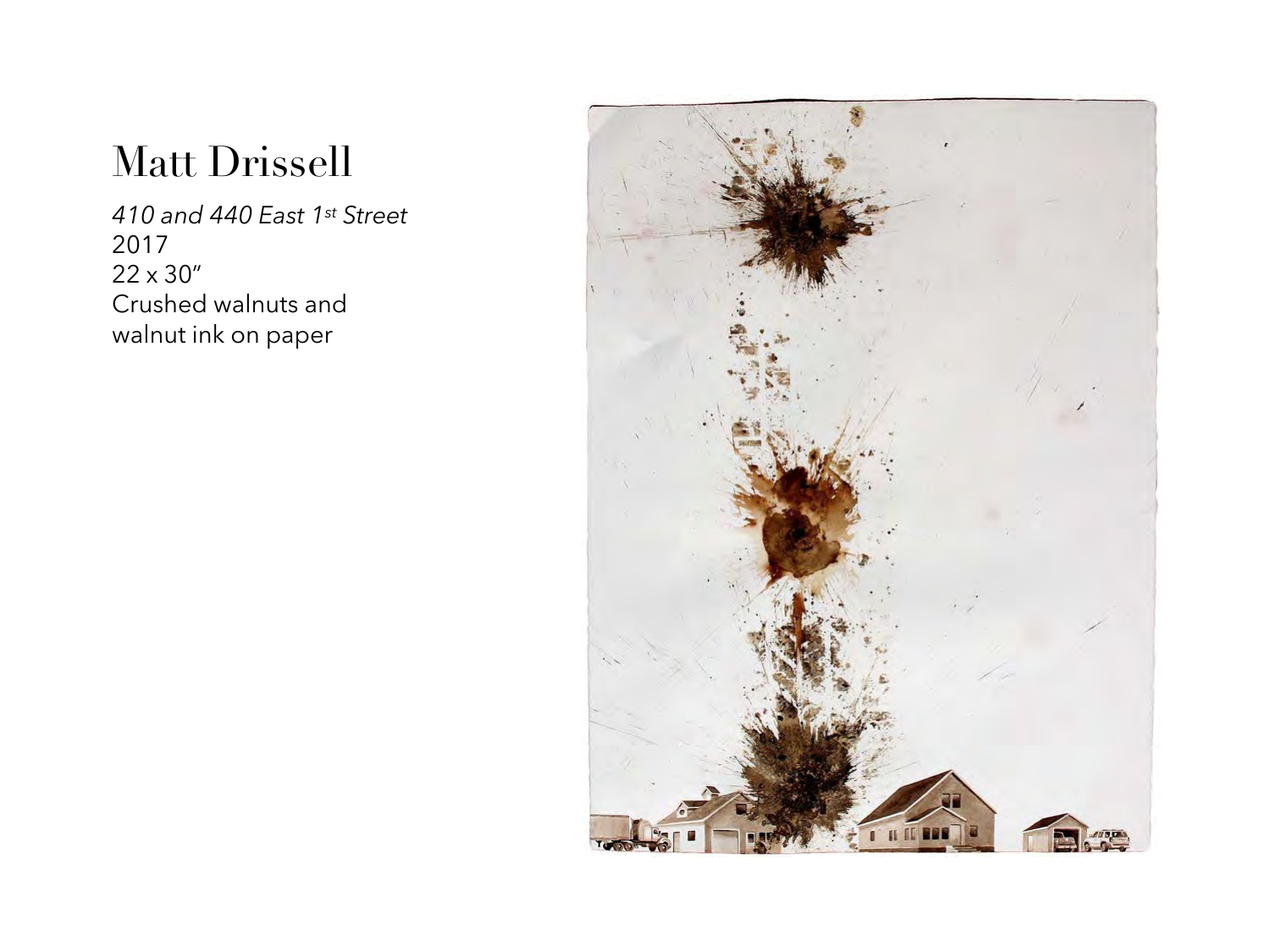# Matt Drissell

*410 and 440 East 1st Street*
2017
22 x 30″
Crushed walnuts and walnut ink on paper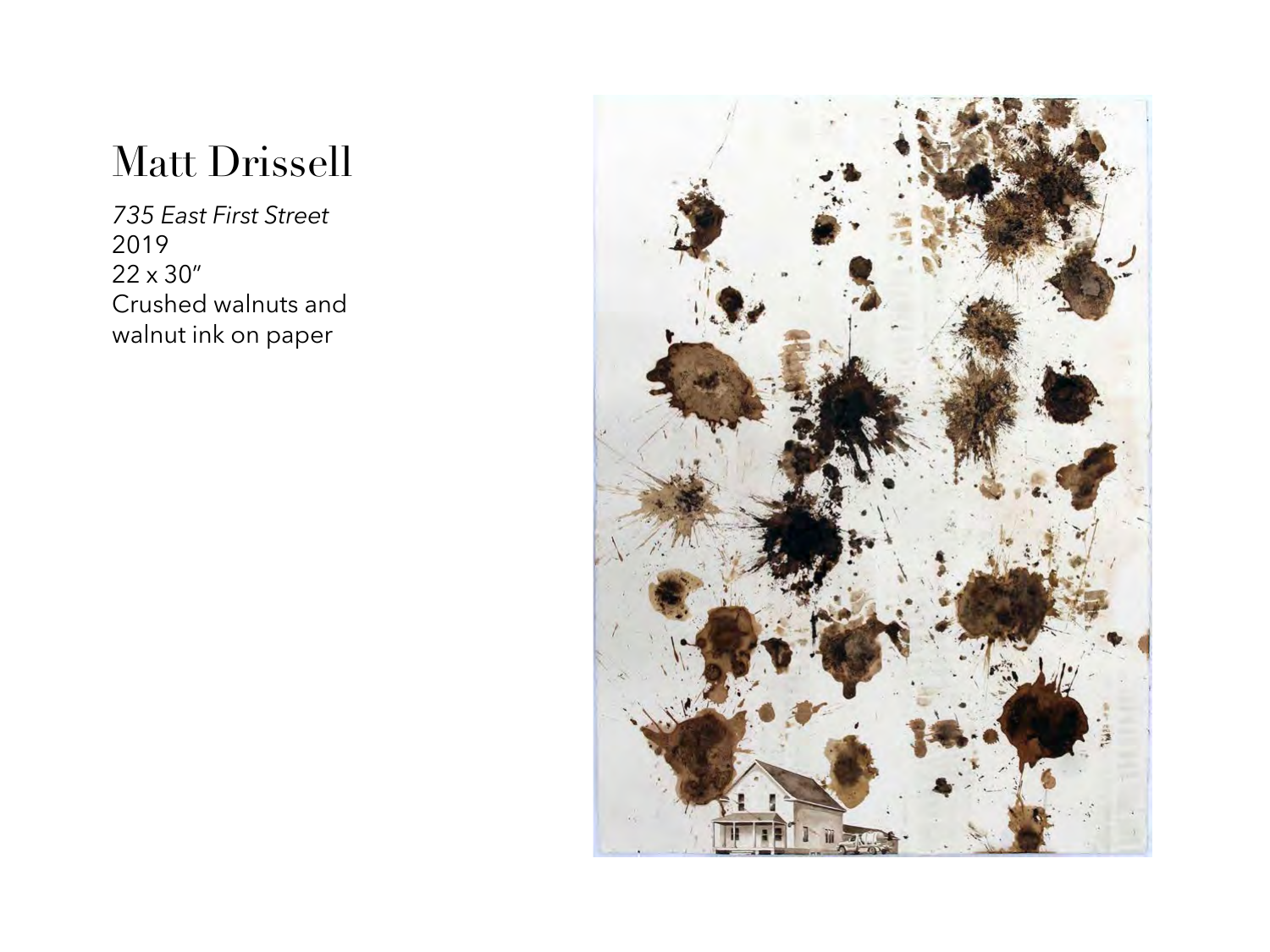# Matt Drissell

*735 East First Street*
2019
22 x 30″
Crushed walnuts and walnut ink on paper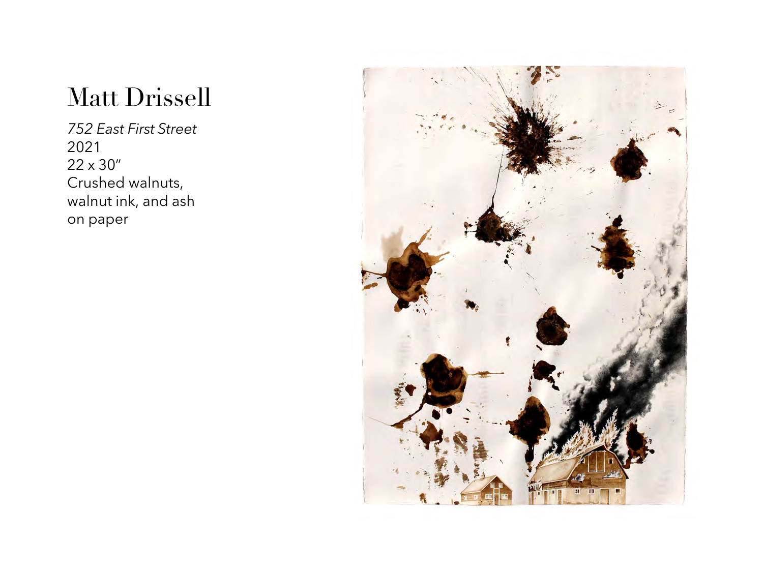# Matt Drissell

*752 East First Street*
2021
22 x 30″
Crushed walnuts,
walnut ink, and ash
on paper